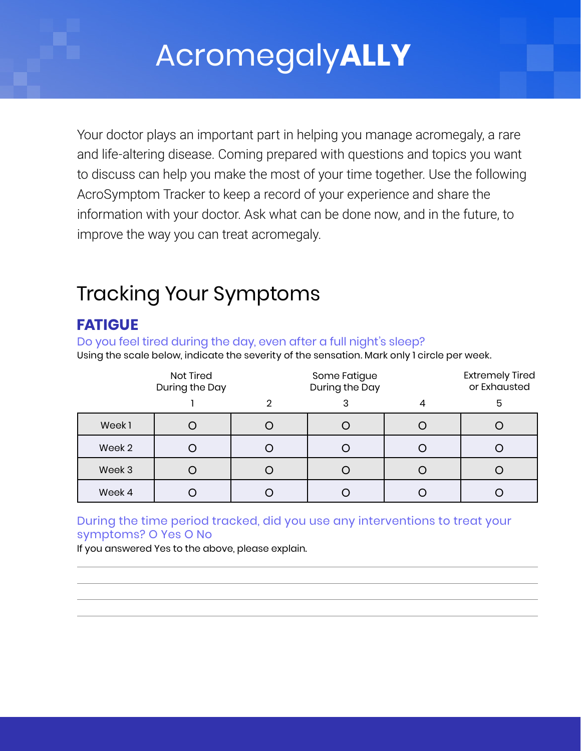# Acromegaly**ALLY**

Your doctor plays an important part in helping you manage acromegaly, a rare and life-altering disease. Coming prepared with questions and topics you want to discuss can help you make the most of your time together. Use the following AcroSymptom Tracker to keep a record of your experience and share the information with your doctor. Ask what can be done now, and in the future, to improve the way you can treat acromegaly.

## Tracking Your Symptoms

### FATIGUE

Do you feel tired during the day, even after a full night's sleep?

Using the scale below, indicate the severity of the sensation. Mark only 1 circle per week.

| | Not Tired During the Day | | Some Fatigue During the Day | | Extremely Tired or Exhausted |
|---|---|---|---|---|---|
| | 1 | 2 | 3 | 4 | 5 |
| Week 1 | O | O | O | O | O |
| Week 2 | O | O | O | O | O |
| Week 3 | O | O | O | O | O |
| Week 4 | O | O | O | O | O |

During the time period tracked, did you use any interventions to treat your symptoms? O Yes O No

If you answered Yes to the above, please explain.

\_\_\_\_\_\_\_\_\_\_\_\_\_\_\_\_\_\_\_\_\_\_\_\_\_\_\_\_\_\_\_\_\_\_\_\_\_\_\_\_

\_\_\_\_\_\_\_\_\_\_\_\_\_\_\_\_\_\_\_\_\_\_\_\_\_\_\_\_\_\_\_\_\_\_\_\_\_\_\_\_

\_\_\_\_\_\_\_\_\_\_\_\_\_\_\_\_\_\_\_\_\_\_\_\_\_\_\_\_\_\_\_\_\_\_\_\_\_\_\_\_

\_\_\_\_\_\_\_\_\_\_\_\_\_\_\_\_\_\_\_\_\_\_\_\_\_\_\_\_\_\_\_\_\_\_\_\_\_\_\_\_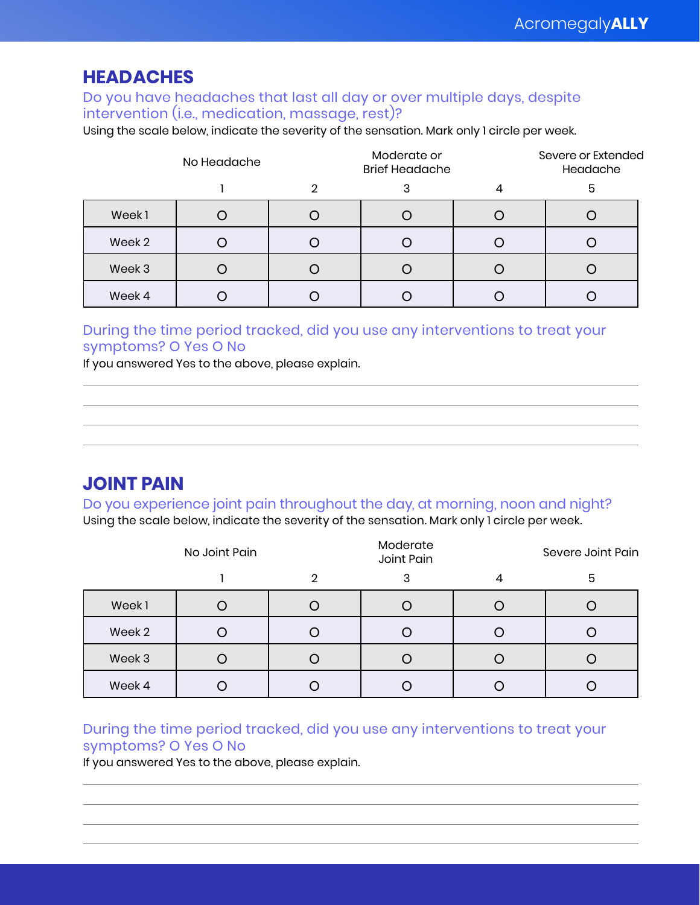## HEADACHES

Do you have headaches that last all day or over multiple days, despite intervention (i.e., medication, massage, rest)?

Using the scale below, indicate the severity of the sensation. Mark only 1 circle per week.

| | No Headache | | Moderate or Brief Headache | | Severe or Extended Headache |
|---|---|---|---|---|---|
| | 1 | 2 | 3 | 4 | 5 |
| Week 1 | O | O | O | O | O |
| Week 2 | O | O | O | O | O |
| Week 3 | O | O | O | O | O |
| Week 4 | O | O | O | O | O |

During the time period tracked, did you use any interventions to treat your symptoms? O Yes O No

If you answered Yes to the above, please explain.

## JOINT PAIN

Do you experience joint pain throughout the day, at morning, noon and night?

Using the scale below, indicate the severity of the sensation. Mark only 1 circle per week.

| | No Joint Pain | | Moderate Joint Pain | | Severe Joint Pain |
|---|---|---|---|---|---|
| | 1 | 2 | 3 | 4 | 5 |
| Week 1 | O | O | O | O | O |
| Week 2 | O | O | O | O | O |
| Week 3 | O | O | O | O | O |
| Week 4 | O | O | O | O | O |

During the time period tracked, did you use any interventions to treat your symptoms? O Yes O No

If you answered Yes to the above, please explain.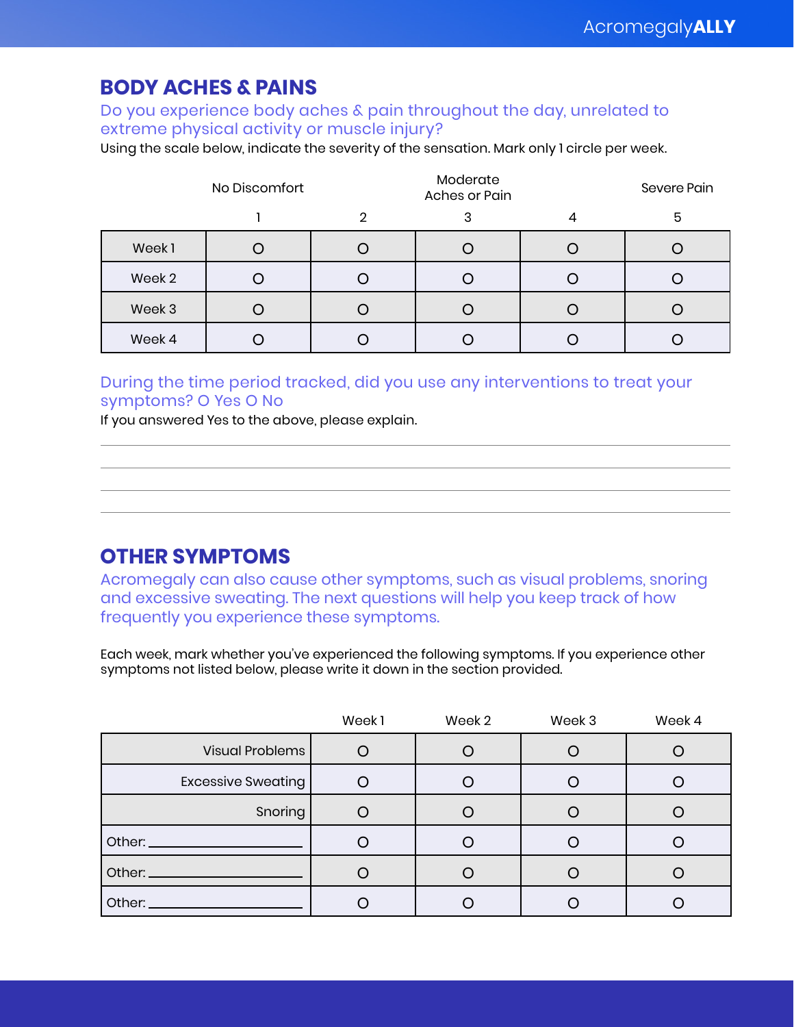## BODY ACHES & PAINS

Do you experience body aches & pain throughout the day, unrelated to extreme physical activity or muscle injury?

Using the scale below, indicate the severity of the sensation. Mark only 1 circle per week.

| | No Discomfort | | Moderate Aches or Pain | | Severe Pain |
|---|---|---|---|---|---|
| | 1 | 2 | 3 | 4 | 5 |
| Week 1 | O | O | O | O | O |
| Week 2 | O | O | O | O | O |
| Week 3 | O | O | O | O | O |
| Week 4 | O | O | O | O | O |

During the time period tracked, did you use any interventions to treat your symptoms? O Yes O No

If you answered Yes to the above, please explain.

______________________________________________________________________

______________________________________________________________________

______________________________________________________________________

______________________________________________________________________

## OTHER SYMPTOMS

Acromegaly can also cause other symptoms, such as visual problems, snoring and excessive sweating. The next questions will help you keep track of how frequently you experience these symptoms.

Each week, mark whether you've experienced the following symptoms. If you experience other symptoms not listed below, please write it down in the section provided.

| | Week 1 | Week 2 | Week 3 | Week 4 |
|---|---|---|---|---|
| Visual Problems | O | O | O | O |
| Excessive Sweating | O | O | O | O |
| Snoring | O | O | O | O |
| Other: ____________ | O | O | O | O |
| Other: ____________ | O | O | O | O |
| Other: ____________ | O | O | O | O |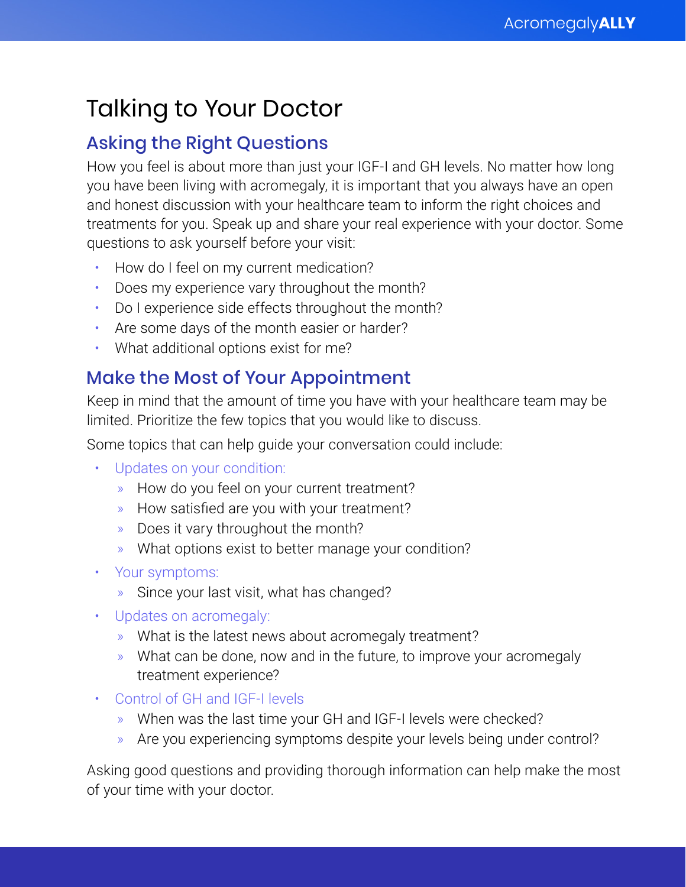# Talking to Your Doctor

## Asking the Right Questions

How you feel is about more than just your IGF-I and GH levels. No matter how long you have been living with acromegaly, it is important that you always have an open and honest discussion with your healthcare team to inform the right choices and treatments for you. Speak up and share your real experience with your doctor. Some questions to ask yourself before your visit:

- How do I feel on my current medication?
- Does my experience vary throughout the month?
- Do I experience side effects throughout the month?
- Are some days of the month easier or harder?
- What additional options exist for me?

## Make the Most of Your Appointment

Keep in mind that the amount of time you have with your healthcare team may be limited. Prioritize the few topics that you would like to discuss.

Some topics that can help guide your conversation could include:

- Updates on your condition:
  - How do you feel on your current treatment?
  - How satisfied are you with your treatment?
  - Does it vary throughout the month?
  - What options exist to better manage your condition?
- Your symptoms:
  - Since your last visit, what has changed?
- Updates on acromegaly:
  - What is the latest news about acromegaly treatment?
  - What can be done, now and in the future, to improve your acromegaly treatment experience?
- Control of GH and IGF-I levels
  - When was the last time your GH and IGF-I levels were checked?
  - Are you experiencing symptoms despite your levels being under control?

Asking good questions and providing thorough information can help make the most of your time with your doctor.